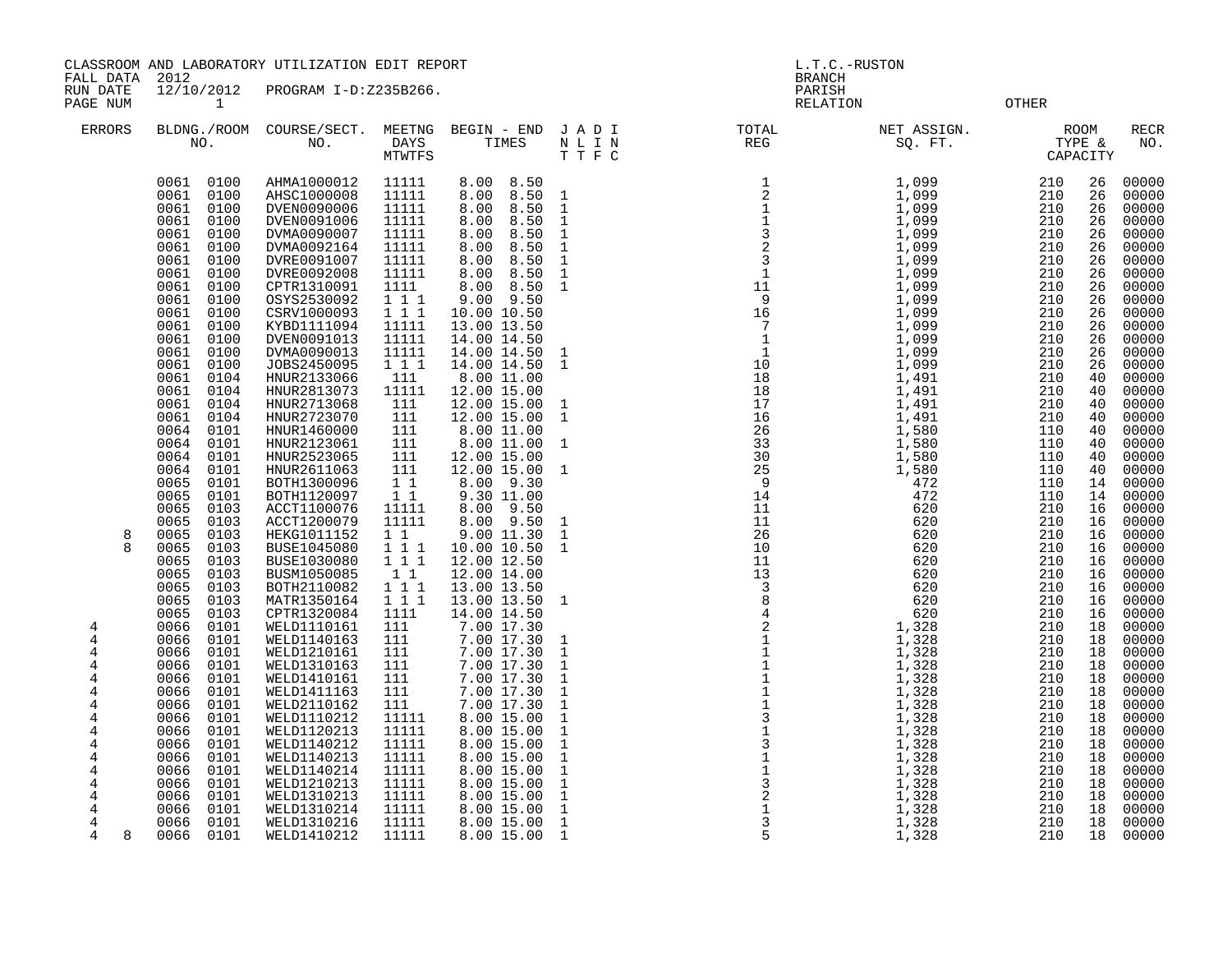CLASSROOM AND LABORATORY UTILIZATION EDIT REPORT
FALL DATA 2012
RUN DATE 12/10/2012 PROGRAM I-D:Z235B266.
PAGE NUM 1

L.T.C.-RUSTON
BRANCH
PARISH
RELATION OTHER

| ERRORS | | BLDNG./ROOM NO. | | COURSE/SECT. NO. | MEETNG DAYS MTWTFS | BEGIN - END TIMES | | J A D I N L I N T T F C | TOTAL REG | NET ASSIGN. SQ. FT. | ROOM TYPE & CAPACITY | | RECR NO. |
|---|---|---|---|---|---|---|---|---|---|---|---|---|---|
| | | 0061 | 0100 | AHMA1000012 | 11111 | 8.00 | 8.50 | | 1 | 1,099 | 210 | 26 | 00000 |
| | | 0061 | 0100 | AHSC1000008 | 11111 | 8.00 | 8.50 | 1 | 2 | 1,099 | 210 | 26 | 00000 |
| | | 0061 | 0100 | DVEN0090006 | 11111 | 8.00 | 8.50 | 1 | 1 | 1,099 | 210 | 26 | 00000 |
| | | 0061 | 0100 | DVEN0091006 | 11111 | 8.00 | 8.50 | 1 | 1 | 1,099 | 210 | 26 | 00000 |
| | | 0061 | 0100 | DVMA0090007 | 11111 | 8.00 | 8.50 | 1 | 3 | 1,099 | 210 | 26 | 00000 |
| | | 0061 | 0100 | DVMA0092164 | 11111 | 8.00 | 8.50 | 1 | 2 | 1,099 | 210 | 26 | 00000 |
| | | 0061 | 0100 | DVRE0091007 | 11111 | 8.00 | 8.50 | 1 | 3 | 1,099 | 210 | 26 | 00000 |
| | | 0061 | 0100 | DVRE0092008 | 11111 | 8.00 | 8.50 | 1 | 1 | 1,099 | 210 | 26 | 00000 |
| | | 0061 | 0100 | CPTR1310091 | 1111 | 8.00 | 8.50 | 1 | 11 | 1,099 | 210 | 26 | 00000 |
| | | 0061 | 0100 | OSYS2530092 | 1 1 1 | 9.00 | 9.50 | | 9 | 1,099 | 210 | 26 | 00000 |
| | | 0061 | 0100 | CSRV1000093 | 1 1 1 | 10.00 | 10.50 | | 16 | 1,099 | 210 | 26 | 00000 |
| | | 0061 | 0100 | KYBD1111094 | 11111 | 13.00 | 13.50 | | 7 | 1,099 | 210 | 26 | 00000 |
| | | 0061 | 0100 | DVEN0091013 | 11111 | 14.00 | 14.50 | | 1 | 1,099 | 210 | 26 | 00000 |
| | | 0061 | 0100 | DVMA0090013 | 11111 | 14.00 | 14.50 | 1 | 1 | 1,099 | 210 | 26 | 00000 |
| | | 0061 | 0100 | JOBS2450095 | 1 1 1 | 14.00 | 14.50 | 1 | 10 | 1,099 | 210 | 26 | 00000 |
| | | 0061 | 0104 | HNUR2133066 | 111 | 8.00 | 11.00 | | 18 | 1,491 | 210 | 40 | 00000 |
| | | 0061 | 0104 | HNUR2813073 | 11111 | 12.00 | 15.00 | | 18 | 1,491 | 210 | 40 | 00000 |
| | | 0061 | 0104 | HNUR2713068 | 111 | 12.00 | 15.00 | 1 | 17 | 1,491 | 210 | 40 | 00000 |
| | | 0061 | 0104 | HNUR2723070 | 111 | 12.00 | 15.00 | 1 | 16 | 1,491 | 210 | 40 | 00000 |
| | | 0064 | 0101 | HNUR1460000 | 111 | 8.00 | 11.00 | | 26 | 1,580 | 110 | 40 | 00000 |
| | | 0064 | 0101 | HNUR2123061 | 111 | 8.00 | 11.00 | 1 | 33 | 1,580 | 110 | 40 | 00000 |
| | | 0064 | 0101 | HNUR2523065 | 111 | 12.00 | 15.00 | | 30 | 1,580 | 110 | 40 | 00000 |
| | | 0064 | 0101 | HNUR2611063 | 111 | 12.00 | 15.00 | 1 | 25 | 1,580 | 110 | 40 | 00000 |
| | | 0065 | 0101 | BOTH1300096 | 1 1 | 8.00 | 9.30 | | 9 | 472 | 110 | 14 | 00000 |
| | | 0065 | 0101 | BOTH1120097 | 1 1 | 9.30 | 11.00 | | 14 | 472 | 110 | 14 | 00000 |
| | | 0065 | 0103 | ACCT1100076 | 11111 | 8.00 | 9.50 | | 11 | 620 | 210 | 16 | 00000 |
| | | 0065 | 0103 | ACCT1200079 | 11111 | 8.00 | 9.50 | 1 | 11 | 620 | 210 | 16 | 00000 |
| | 8 | 0065 | 0103 | HEKG1011152 | 1 1 | 9.00 | 11.30 | 1 | 26 | 620 | 210 | 16 | 00000 |
| | 8 | 0065 | 0103 | BUSE1045080 | 1 1 1 | 10.00 | 10.50 | 1 | 10 | 620 | 210 | 16 | 00000 |
| | | 0065 | 0103 | BUSE1030080 | 1 1 1 | 12.00 | 12.50 | | 11 | 620 | 210 | 16 | 00000 |
| | | 0065 | 0103 | BUSM1050085 | 1 1 | 12.00 | 14.00 | | 13 | 620 | 210 | 16 | 00000 |
| | | 0065 | 0103 | BOTH2110082 | 1 1 1 | 13.00 | 13.50 | | 3 | 620 | 210 | 16 | 00000 |
| | | 0065 | 0103 | MATR1350164 | 1 1 1 | 13.00 | 13.50 | 1 | 8 | 620 | 210 | 16 | 00000 |
| | | 0065 | 0103 | CPTR1320084 | 1111 | 14.00 | 14.50 | | 4 | 620 | 210 | 16 | 00000 |
| 4 | | 0066 | 0101 | WELD1110161 | 111 | 7.00 | 17.30 | | 2 | 1,328 | 210 | 18 | 00000 |
| 4 | | 0066 | 0101 | WELD1140163 | 111 | 7.00 | 17.30 | 1 | 1 | 1,328 | 210 | 18 | 00000 |
| 4 | | 0066 | 0101 | WELD1210161 | 111 | 7.00 | 17.30 | 1 | 1 | 1,328 | 210 | 18 | 00000 |
| 4 | | 0066 | 0101 | WELD1310163 | 111 | 7.00 | 17.30 | 1 | 1 | 1,328 | 210 | 18 | 00000 |
| 4 | | 0066 | 0101 | WELD1410161 | 111 | 7.00 | 17.30 | 1 | 1 | 1,328 | 210 | 18 | 00000 |
| 4 | | 0066 | 0101 | WELD1411163 | 111 | 7.00 | 17.30 | 1 | 1 | 1,328 | 210 | 18 | 00000 |
| 4 | | 0066 | 0101 | WELD2110162 | 111 | 7.00 | 17.30 | 1 | 1 | 1,328 | 210 | 18 | 00000 |
| 4 | | 0066 | 0101 | WELD1110212 | 11111 | 8.00 | 15.00 | 1 | 3 | 1,328 | 210 | 18 | 00000 |
| 4 | | 0066 | 0101 | WELD1120213 | 11111 | 8.00 | 15.00 | 1 | 1 | 1,328 | 210 | 18 | 00000 |
| 4 | | 0066 | 0101 | WELD1140212 | 11111 | 8.00 | 15.00 | 1 | 3 | 1,328 | 210 | 18 | 00000 |
| 4 | | 0066 | 0101 | WELD1140213 | 11111 | 8.00 | 15.00 | 1 | 1 | 1,328 | 210 | 18 | 00000 |
| 4 | | 0066 | 0101 | WELD1140214 | 11111 | 8.00 | 15.00 | 1 | 1 | 1,328 | 210 | 18 | 00000 |
| 4 | | 0066 | 0101 | WELD1210213 | 11111 | 8.00 | 15.00 | 1 | 3 | 1,328 | 210 | 18 | 00000 |
| 4 | | 0066 | 0101 | WELD1310213 | 11111 | 8.00 | 15.00 | 1 | 2 | 1,328 | 210 | 18 | 00000 |
| 4 | | 0066 | 0101 | WELD1310214 | 11111 | 8.00 | 15.00 | 1 | 1 | 1,328 | 210 | 18 | 00000 |
| 4 | | 0066 | 0101 | WELD1310216 | 11111 | 8.00 | 15.00 | 1 | 3 | 1,328 | 210 | 18 | 00000 |
| 4 | 8 | 0066 | 0101 | WELD1410212 | 11111 | 8.00 | 15.00 | 1 | 5 | 1,328 | 210 | 18 | 00000 |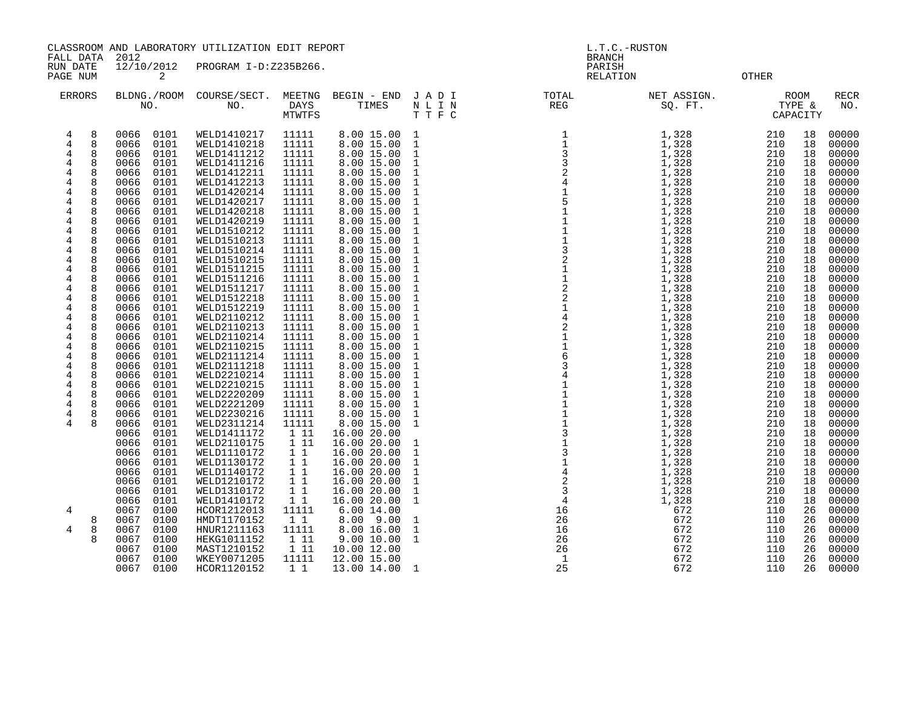CLASSROOM AND LABORATORY UTILIZATION EDIT REPORT
FALL DATA 2012
RUN DATE 12/10/2012 PROGRAM I-D:Z235B266.
PAGE NUM 2

L.T.C.-RUSTON
BRANCH
PARISH
RELATION OTHER

| ERRORS | | BLDNG./ROOM NO. | | COURSE/SECT. NO. | MEETNG DAYS MTWTFS | BEGIN - END TIMES | | J A D I N L I N T T F C | TOTAL REG | NET ASSIGN. SQ. FT. | ROOM TYPE & CAPACITY | | RECR NO. |
|---|---|---|---|---|---|---|---|---|---|---|---|---|---|
| 4 | 8 | 0066 | 0101 | WELD1410217 | 11111 | 8.00 | 15.00 | 1 | 1 | 1,328 | 210 | 18 | 00000 |
| 4 | 8 | 0066 | 0101 | WELD1410218 | 11111 | 8.00 | 15.00 | 1 | 1 | 1,328 | 210 | 18 | 00000 |
| 4 | 8 | 0066 | 0101 | WELD1411212 | 11111 | 8.00 | 15.00 | 1 | 3 | 1,328 | 210 | 18 | 00000 |
| 4 | 8 | 0066 | 0101 | WELD1411216 | 11111 | 8.00 | 15.00 | 1 | 3 | 1,328 | 210 | 18 | 00000 |
| 4 | 8 | 0066 | 0101 | WELD1412211 | 11111 | 8.00 | 15.00 | 1 | 2 | 1,328 | 210 | 18 | 00000 |
| 4 | 8 | 0066 | 0101 | WELD1412213 | 11111 | 8.00 | 15.00 | 1 | 4 | 1,328 | 210 | 18 | 00000 |
| 4 | 8 | 0066 | 0101 | WELD1420214 | 11111 | 8.00 | 15.00 | 1 | 1 | 1,328 | 210 | 18 | 00000 |
| 4 | 8 | 0066 | 0101 | WELD1420217 | 11111 | 8.00 | 15.00 | 1 | 5 | 1,328 | 210 | 18 | 00000 |
| 4 | 8 | 0066 | 0101 | WELD1420218 | 11111 | 8.00 | 15.00 | 1 | 1 | 1,328 | 210 | 18 | 00000 |
| 4 | 8 | 0066 | 0101 | WELD1420219 | 11111 | 8.00 | 15.00 | 1 | 1 | 1,328 | 210 | 18 | 00000 |
| 4 | 8 | 0066 | 0101 | WELD1510212 | 11111 | 8.00 | 15.00 | 1 | 1 | 1,328 | 210 | 18 | 00000 |
| 4 | 8 | 0066 | 0101 | WELD1510213 | 11111 | 8.00 | 15.00 | 1 | 1 | 1,328 | 210 | 18 | 00000 |
| 4 | 8 | 0066 | 0101 | WELD1510214 | 11111 | 8.00 | 15.00 | 1 | 3 | 1,328 | 210 | 18 | 00000 |
| 4 | 8 | 0066 | 0101 | WELD1510215 | 11111 | 8.00 | 15.00 | 1 | 2 | 1,328 | 210 | 18 | 00000 |
| 4 | 8 | 0066 | 0101 | WELD1511215 | 11111 | 8.00 | 15.00 | 1 | 1 | 1,328 | 210 | 18 | 00000 |
| 4 | 8 | 0066 | 0101 | WELD1511216 | 11111 | 8.00 | 15.00 | 1 | 1 | 1,328 | 210 | 18 | 00000 |
| 4 | 8 | 0066 | 0101 | WELD1511217 | 11111 | 8.00 | 15.00 | 1 | 2 | 1,328 | 210 | 18 | 00000 |
| 4 | 8 | 0066 | 0101 | WELD1512218 | 11111 | 8.00 | 15.00 | 1 | 2 | 1,328 | 210 | 18 | 00000 |
| 4 | 8 | 0066 | 0101 | WELD1512219 | 11111 | 8.00 | 15.00 | 1 | 1 | 1,328 | 210 | 18 | 00000 |
| 4 | 8 | 0066 | 0101 | WELD2110212 | 11111 | 8.00 | 15.00 | 1 | 4 | 1,328 | 210 | 18 | 00000 |
| 4 | 8 | 0066 | 0101 | WELD2110213 | 11111 | 8.00 | 15.00 | 1 | 2 | 1,328 | 210 | 18 | 00000 |
| 4 | 8 | 0066 | 0101 | WELD2110214 | 11111 | 8.00 | 15.00 | 1 | 1 | 1,328 | 210 | 18 | 00000 |
| 4 | 8 | 0066 | 0101 | WELD2110215 | 11111 | 8.00 | 15.00 | 1 | 1 | 1,328 | 210 | 18 | 00000 |
| 4 | 8 | 0066 | 0101 | WELD2111214 | 11111 | 8.00 | 15.00 | 1 | 6 | 1,328 | 210 | 18 | 00000 |
| 4 | 8 | 0066 | 0101 | WELD2111218 | 11111 | 8.00 | 15.00 | 1 | 3 | 1,328 | 210 | 18 | 00000 |
| 4 | 8 | 0066 | 0101 | WELD2210214 | 11111 | 8.00 | 15.00 | 1 | 4 | 1,328 | 210 | 18 | 00000 |
| 4 | 8 | 0066 | 0101 | WELD2210215 | 11111 | 8.00 | 15.00 | 1 | 1 | 1,328 | 210 | 18 | 00000 |
| 4 | 8 | 0066 | 0101 | WELD2220209 | 11111 | 8.00 | 15.00 | 1 | 1 | 1,328 | 210 | 18 | 00000 |
| 4 | 8 | 0066 | 0101 | WELD2221209 | 11111 | 8.00 | 15.00 | 1 | 1 | 1,328 | 210 | 18 | 00000 |
| 4 | 8 | 0066 | 0101 | WELD2230216 | 11111 | 8.00 | 15.00 | 1 | 1 | 1,328 | 210 | 18 | 00000 |
| 4 | 8 | 0066 | 0101 | WELD2311214 | 11111 | 8.00 | 15.00 | 1 | 1 | 1,328 | 210 | 18 | 00000 |
| | | 0066 | 0101 | WELD1411172 | 1 11 | 16.00 | 20.00 | | 3 | 1,328 | 210 | 18 | 00000 |
| | | 0066 | 0101 | WELD2110175 | 1 11 | 16.00 | 20.00 | 1 | 1 | 1,328 | 210 | 18 | 00000 |
| | | 0066 | 0101 | WELD1110172 | 1 1 | 16.00 | 20.00 | 1 | 3 | 1,328 | 210 | 18 | 00000 |
| | | 0066 | 0101 | WELD1130172 | 1 1 | 16.00 | 20.00 | 1 | 1 | 1,328 | 210 | 18 | 00000 |
| | | 0066 | 0101 | WELD1140172 | 1 1 | 16.00 | 20.00 | 1 | 4 | 1,328 | 210 | 18 | 00000 |
| | | 0066 | 0101 | WELD1210172 | 1 1 | 16.00 | 20.00 | 1 | 2 | 1,328 | 210 | 18 | 00000 |
| | | 0066 | 0101 | WELD1310172 | 1 1 | 16.00 | 20.00 | 1 | 3 | 1,328 | 210 | 18 | 00000 |
| | | 0066 | 0101 | WELD1410172 | 1 1 | 16.00 | 20.00 | 1 | 4 | 1,328 | 210 | 18 | 00000 |
| 4 | | 0067 | 0100 | HCOR1212013 | 11111 | 6.00 | 14.00 | | 16 | 672 | 110 | 26 | 00000 |
| | 8 | 0067 | 0100 | HMDT1170152 | 1 1 | 8.00 | 9.00 | 1 | 26 | 672 | 110 | 26 | 00000 |
| 4 | 8 | 0067 | 0100 | HNUR1211163 | 11111 | 8.00 | 16.00 | 1 | 16 | 672 | 110 | 26 | 00000 |
| | 8 | 0067 | 0100 | HEKG1011152 | 1 11 | 9.00 | 10.00 | 1 | 26 | 672 | 110 | 26 | 00000 |
| | | 0067 | 0100 | MAST1210152 | 1 11 | 10.00 | 12.00 | | 26 | 672 | 110 | 26 | 00000 |
| | | 0067 | 0100 | WKEY0071205 | 11111 | 12.00 | 15.00 | | 1 | 672 | 110 | 26 | 00000 |
| | | 0067 | 0100 | HCOR1120152 | 1 1 | 13.00 | 14.00 | 1 | 25 | 672 | 110 | 26 | 00000 |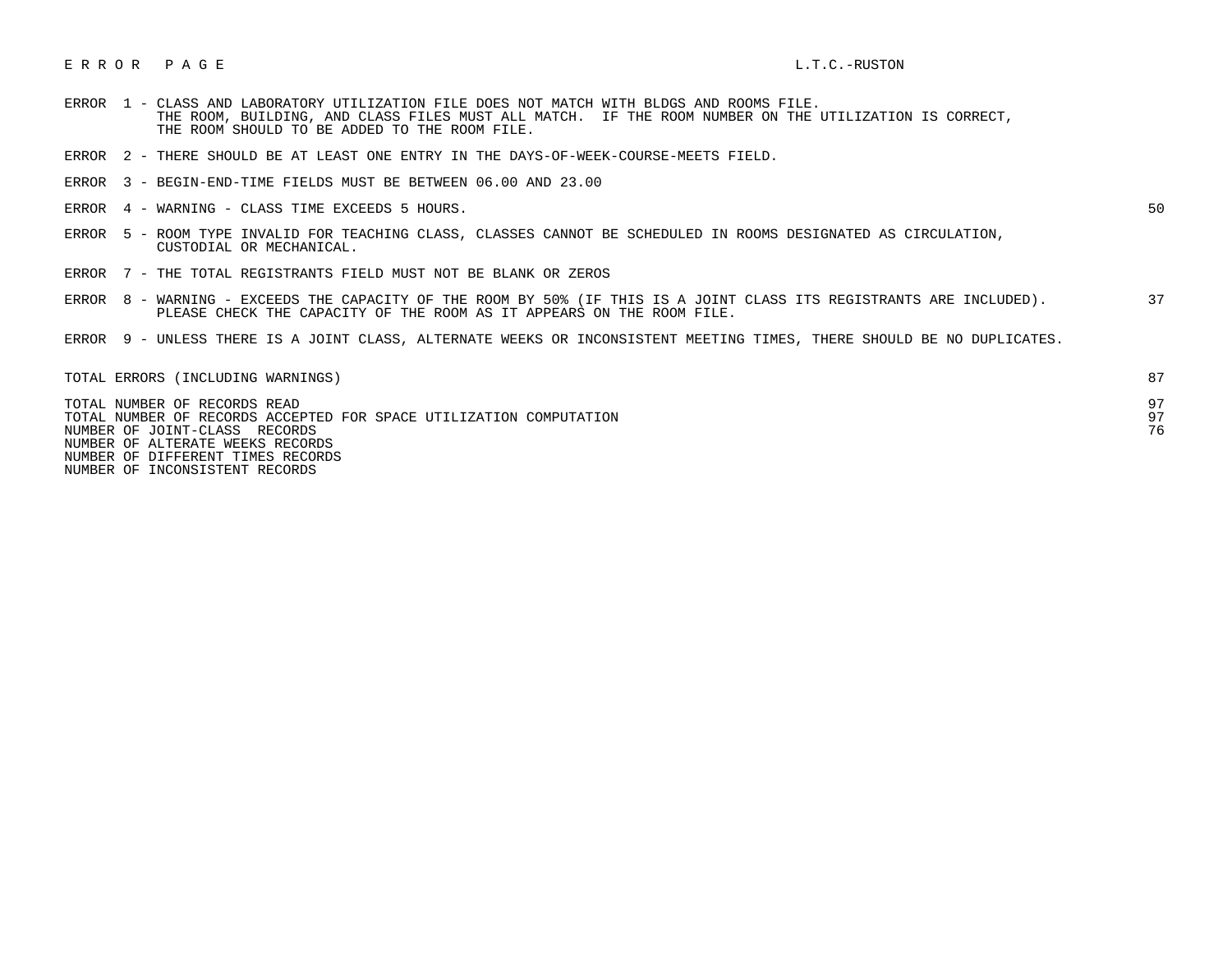# E R R O R   P A G E

L.T.C.-RUSTON

| Error | Description | Count |
|---|---|---|
| ERROR 1 | CLASS AND LABORATORY UTILIZATION FILE DOES NOT MATCH WITH BLDGS AND ROOMS FILE. THE ROOM, BUILDING, AND CLASS FILES MUST ALL MATCH. IF THE ROOM NUMBER ON THE UTILIZATION IS CORRECT, THE ROOM SHOULD TO BE ADDED TO THE ROOM FILE. | |
| ERROR 2 | THERE SHOULD BE AT LEAST ONE ENTRY IN THE DAYS-OF-WEEK-COURSE-MEETS FIELD. | |
| ERROR 3 | BEGIN-END-TIME FIELDS MUST BE BETWEEN 06.00 AND 23.00 | |
| ERROR 4 | WARNING - CLASS TIME EXCEEDS 5 HOURS. | 50 |
| ERROR 5 | ROOM TYPE INVALID FOR TEACHING CLASS, CLASSES CANNOT BE SCHEDULED IN ROOMS DESIGNATED AS CIRCULATION, CUSTODIAL OR MECHANICAL. | |
| ERROR 7 | THE TOTAL REGISTRANTS FIELD MUST NOT BE BLANK OR ZEROS | |
| ERROR 8 | WARNING - EXCEEDS THE CAPACITY OF THE ROOM BY 50% (IF THIS IS A JOINT CLASS ITS REGISTRANTS ARE INCLUDED). PLEASE CHECK THE CAPACITY OF THE ROOM AS IT APPEARS ON THE ROOM FILE. | 37 |
| ERROR 9 | UNLESS THERE IS A JOINT CLASS, ALTERNATE WEEKS OR INCONSISTENT MEETING TIMES, THERE SHOULD BE NO DUPLICATES. | |

| | |
|---|---|
| TOTAL ERRORS (INCLUDING WARNINGS) | 87 |
| TOTAL NUMBER OF RECORDS READ | 97 |
| TOTAL NUMBER OF RECORDS ACCEPTED FOR SPACE UTILIZATION COMPUTATION | 97 |
| NUMBER OF JOINT-CLASS RECORDS | 76 |
| NUMBER OF ALTERATE WEEKS RECORDS | |
| NUMBER OF DIFFERENT TIMES RECORDS | |
| NUMBER OF INCONSISTENT RECORDS | |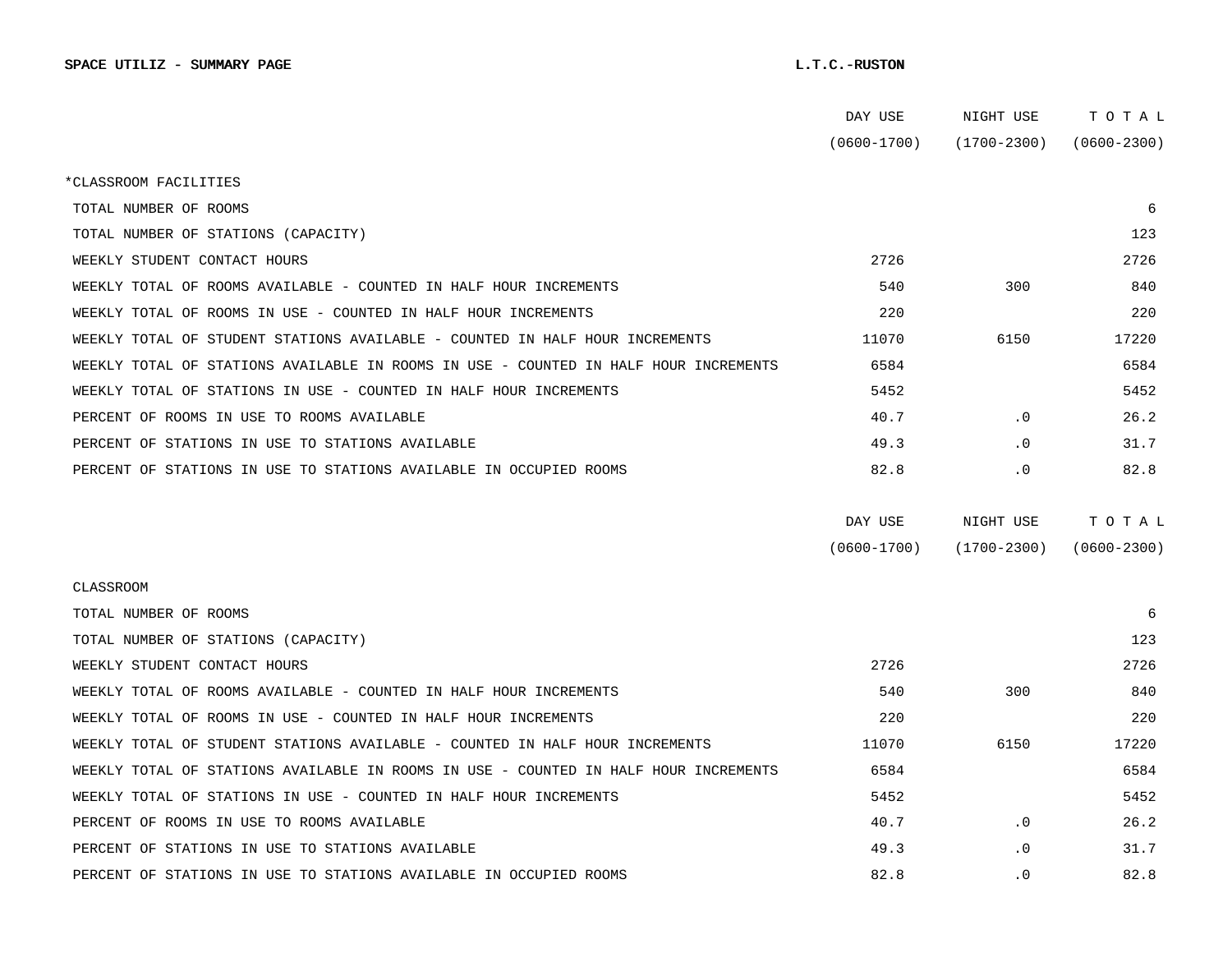**SPACE UTILIZ - SUMMARY PAGE** **L.T.C.-RUSTON**

| | DAY USE (0600-1700) | NIGHT USE (1700-2300) | T O T A L (0600-2300) |
|---|---|---|---|
| *CLASSROOM FACILITIES | | | |
| TOTAL NUMBER OF ROOMS | | | 6 |
| TOTAL NUMBER OF STATIONS (CAPACITY) | | | 123 |
| WEEKLY STUDENT CONTACT HOURS | 2726 | | 2726 |
| WEEKLY TOTAL OF ROOMS AVAILABLE - COUNTED IN HALF HOUR INCREMENTS | 540 | 300 | 840 |
| WEEKLY TOTAL OF ROOMS IN USE - COUNTED IN HALF HOUR INCREMENTS | 220 | | 220 |
| WEEKLY TOTAL OF STUDENT STATIONS AVAILABLE - COUNTED IN HALF HOUR INCREMENTS | 11070 | 6150 | 17220 |
| WEEKLY TOTAL OF STATIONS AVAILABLE IN ROOMS IN USE - COUNTED IN HALF HOUR INCREMENTS | 6584 | | 6584 |
| WEEKLY TOTAL OF STATIONS IN USE - COUNTED IN HALF HOUR INCREMENTS | 5452 | | 5452 |
| PERCENT OF ROOMS IN USE TO ROOMS AVAILABLE | 40.7 | .0 | 26.2 |
| PERCENT OF STATIONS IN USE TO STATIONS AVAILABLE | 49.3 | .0 | 31.7 |
| PERCENT OF STATIONS IN USE TO STATIONS AVAILABLE IN OCCUPIED ROOMS | 82.8 | .0 | 82.8 |

| | DAY USE (0600-1700) | NIGHT USE (1700-2300) | T O T A L (0600-2300) |
|---|---|---|---|
| CLASSROOM | | | |
| TOTAL NUMBER OF ROOMS | | | 6 |
| TOTAL NUMBER OF STATIONS (CAPACITY) | | | 123 |
| WEEKLY STUDENT CONTACT HOURS | 2726 | | 2726 |
| WEEKLY TOTAL OF ROOMS AVAILABLE - COUNTED IN HALF HOUR INCREMENTS | 540 | 300 | 840 |
| WEEKLY TOTAL OF ROOMS IN USE - COUNTED IN HALF HOUR INCREMENTS | 220 | | 220 |
| WEEKLY TOTAL OF STUDENT STATIONS AVAILABLE - COUNTED IN HALF HOUR INCREMENTS | 11070 | 6150 | 17220 |
| WEEKLY TOTAL OF STATIONS AVAILABLE IN ROOMS IN USE - COUNTED IN HALF HOUR INCREMENTS | 6584 | | 6584 |
| WEEKLY TOTAL OF STATIONS IN USE - COUNTED IN HALF HOUR INCREMENTS | 5452 | | 5452 |
| PERCENT OF ROOMS IN USE TO ROOMS AVAILABLE | 40.7 | .0 | 26.2 |
| PERCENT OF STATIONS IN USE TO STATIONS AVAILABLE | 49.3 | .0 | 31.7 |
| PERCENT OF STATIONS IN USE TO STATIONS AVAILABLE IN OCCUPIED ROOMS | 82.8 | .0 | 82.8 |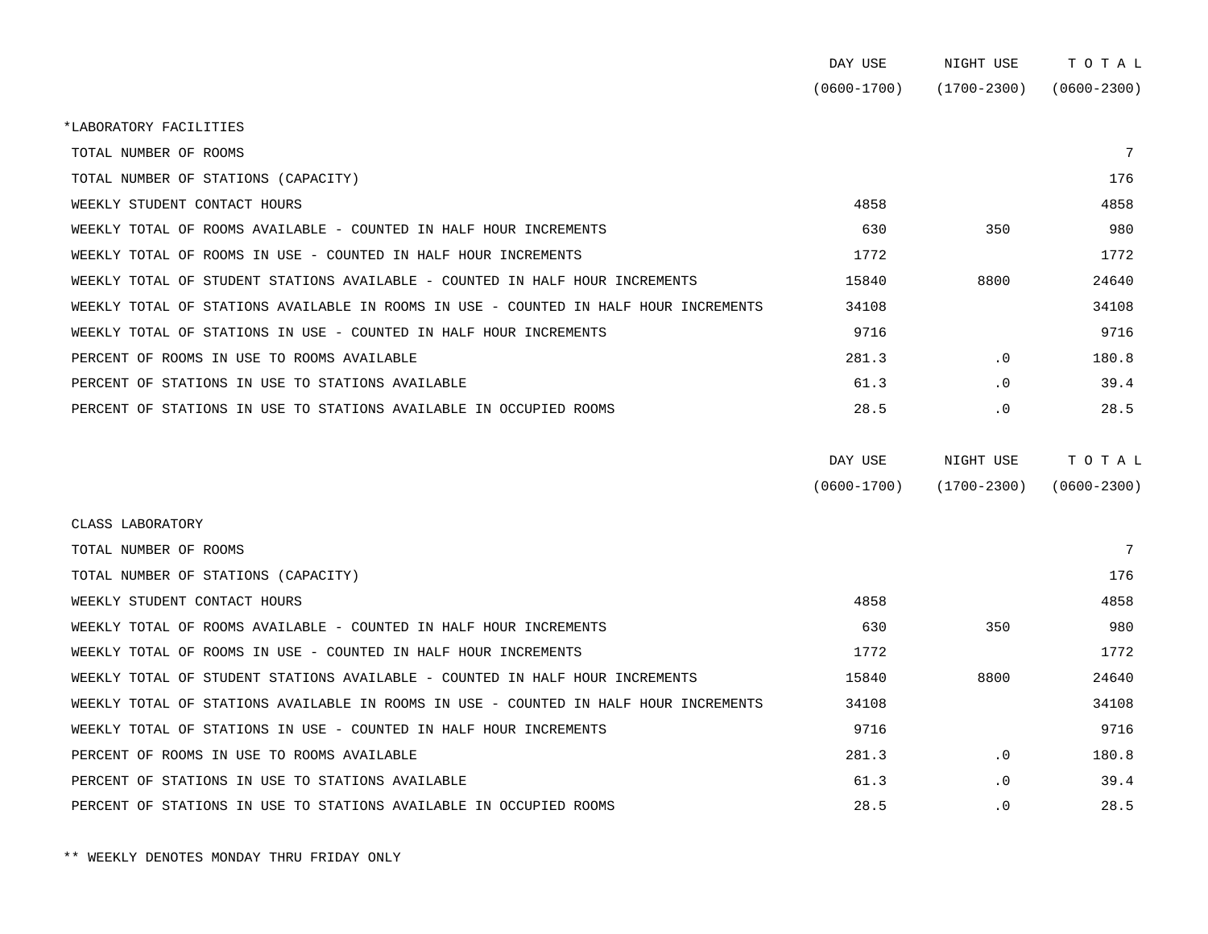| | DAY USE (0600-1700) | NIGHT USE (1700-2300) | T O T A L (0600-2300) |
|---|---|---|---|
| *LABORATORY FACILITIES | | | |
| TOTAL NUMBER OF ROOMS | | | 7 |
| TOTAL NUMBER OF STATIONS (CAPACITY) | | | 176 |
| WEEKLY STUDENT CONTACT HOURS | 4858 | | 4858 |
| WEEKLY TOTAL OF ROOMS AVAILABLE - COUNTED IN HALF HOUR INCREMENTS | 630 | 350 | 980 |
| WEEKLY TOTAL OF ROOMS IN USE - COUNTED IN HALF HOUR INCREMENTS | 1772 | | 1772 |
| WEEKLY TOTAL OF STUDENT STATIONS AVAILABLE - COUNTED IN HALF HOUR INCREMENTS | 15840 | 8800 | 24640 |
| WEEKLY TOTAL OF STATIONS AVAILABLE IN ROOMS IN USE - COUNTED IN HALF HOUR INCREMENTS | 34108 | | 34108 |
| WEEKLY TOTAL OF STATIONS IN USE - COUNTED IN HALF HOUR INCREMENTS | 9716 | | 9716 |
| PERCENT OF ROOMS IN USE TO ROOMS AVAILABLE | 281.3 | .0 | 180.8 |
| PERCENT OF STATIONS IN USE TO STATIONS AVAILABLE | 61.3 | .0 | 39.4 |
| PERCENT OF STATIONS IN USE TO STATIONS AVAILABLE IN OCCUPIED ROOMS | 28.5 | .0 | 28.5 |

| | DAY USE (0600-1700) | NIGHT USE (1700-2300) | T O T A L (0600-2300) |
|---|---|---|---|
| CLASS LABORATORY | | | |
| TOTAL NUMBER OF ROOMS | | | 7 |
| TOTAL NUMBER OF STATIONS (CAPACITY) | | | 176 |
| WEEKLY STUDENT CONTACT HOURS | 4858 | | 4858 |
| WEEKLY TOTAL OF ROOMS AVAILABLE - COUNTED IN HALF HOUR INCREMENTS | 630 | 350 | 980 |
| WEEKLY TOTAL OF ROOMS IN USE - COUNTED IN HALF HOUR INCREMENTS | 1772 | | 1772 |
| WEEKLY TOTAL OF STUDENT STATIONS AVAILABLE - COUNTED IN HALF HOUR INCREMENTS | 15840 | 8800 | 24640 |
| WEEKLY TOTAL OF STATIONS AVAILABLE IN ROOMS IN USE - COUNTED IN HALF HOUR INCREMENTS | 34108 | | 34108 |
| WEEKLY TOTAL OF STATIONS IN USE - COUNTED IN HALF HOUR INCREMENTS | 9716 | | 9716 |
| PERCENT OF ROOMS IN USE TO ROOMS AVAILABLE | 281.3 | .0 | 180.8 |
| PERCENT OF STATIONS IN USE TO STATIONS AVAILABLE | 61.3 | .0 | 39.4 |
| PERCENT OF STATIONS IN USE TO STATIONS AVAILABLE IN OCCUPIED ROOMS | 28.5 | .0 | 28.5 |

** WEEKLY DENOTES MONDAY THRU FRIDAY ONLY